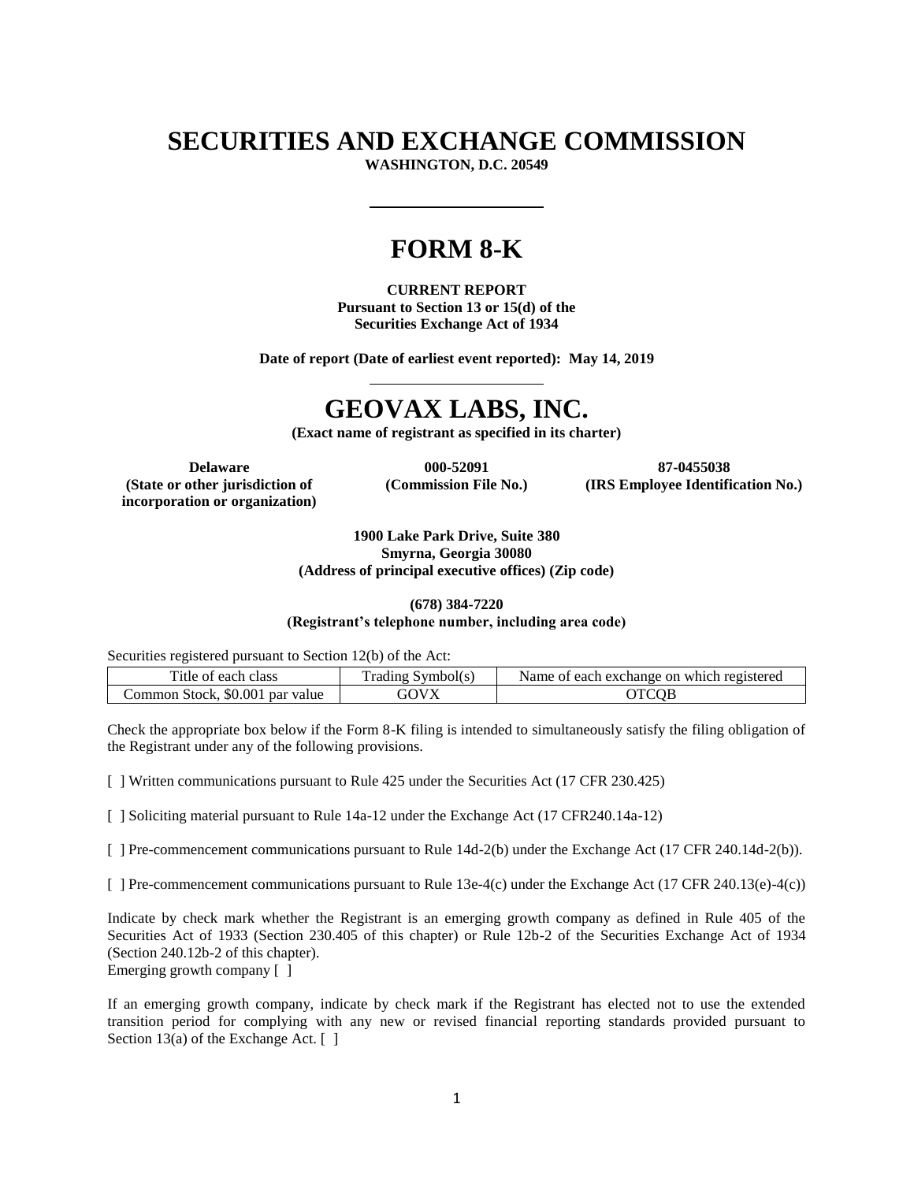# SECURITIES AND EXCHANGE COMMISSION

**WASHINGTON, D.C. 20549**

---

# FORM 8-K

**CURRENT REPORT**
**Pursuant to Section 13 or 15(d) of the**
**Securities Exchange Act of 1934**

**Date of report (Date of earliest event reported): May 14, 2019**

---

# GEOVAX LABS, INC.

**(Exact name of registrant as specified in its charter)**

| **Delaware** | **000-52091** | **87-0455038** |
|---|---|---|
| **(State or other jurisdiction of incorporation or organization)** | **(Commission File No.)** | **(IRS Employee Identification No.)** |

**1900 Lake Park Drive, Suite 380**
**Smyrna, Georgia 30080**
**(Address of principal executive offices) (Zip code)**

**(678) 384-7220**
**(Registrant's telephone number, including area code)**

Securities registered pursuant to Section 12(b) of the Act:

| Title of each class | Trading Symbol(s) | Name of each exchange on which registered |
|---|---|---|
| Common Stock, $0.001 par value | GOVX | OTCQB |

Check the appropriate box below if the Form 8-K filing is intended to simultaneously satisfy the filing obligation of the Registrant under any of the following provisions.

[ ] Written communications pursuant to Rule 425 under the Securities Act (17 CFR 230.425)

[ ] Soliciting material pursuant to Rule 14a-12 under the Exchange Act (17 CFR240.14a-12)

[ ] Pre-commencement communications pursuant to Rule 14d-2(b) under the Exchange Act (17 CFR 240.14d-2(b)).

[ ] Pre-commencement communications pursuant to Rule 13e-4(c) under the Exchange Act (17 CFR 240.13(e)-4(c))

Indicate by check mark whether the Registrant is an emerging growth company as defined in Rule 405 of the Securities Act of 1933 (Section 230.405 of this chapter) or Rule 12b-2 of the Securities Exchange Act of 1934 (Section 240.12b-2 of this chapter).
Emerging growth company [ ]

If an emerging growth company, indicate by check mark if the Registrant has elected not to use the extended transition period for complying with any new or revised financial reporting standards provided pursuant to Section 13(a) of the Exchange Act. [ ]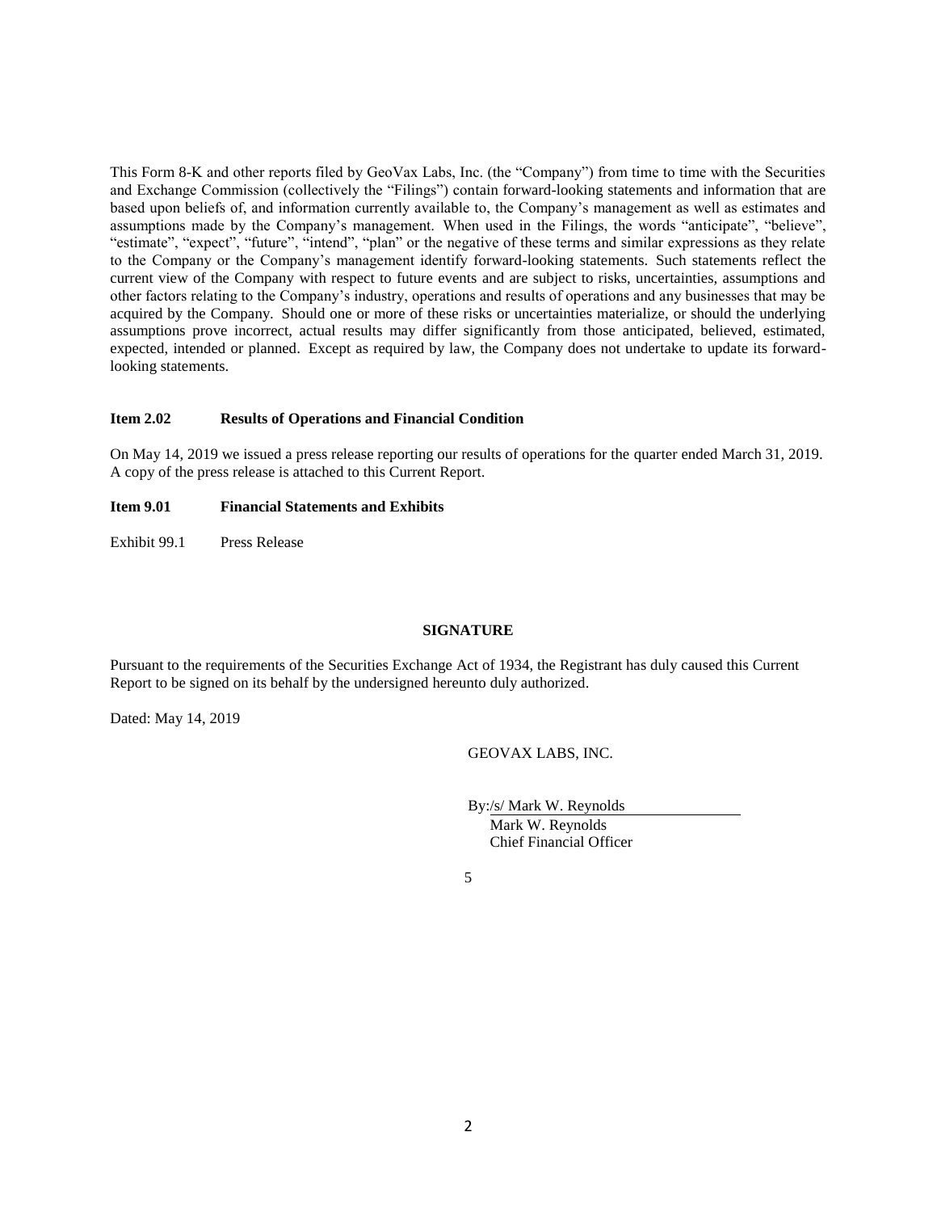This Form 8-K and other reports filed by GeoVax Labs, Inc. (the "Company") from time to time with the Securities and Exchange Commission (collectively the "Filings") contain forward-looking statements and information that are based upon beliefs of, and information currently available to, the Company's management as well as estimates and assumptions made by the Company's management. When used in the Filings, the words "anticipate", "believe", "estimate", "expect", "future", "intend", "plan" or the negative of these terms and similar expressions as they relate to the Company or the Company's management identify forward-looking statements. Such statements reflect the current view of the Company with respect to future events and are subject to risks, uncertainties, assumptions and other factors relating to the Company's industry, operations and results of operations and any businesses that may be acquired by the Company. Should one or more of these risks or uncertainties materialize, or should the underlying assumptions prove incorrect, actual results may differ significantly from those anticipated, believed, estimated, expected, intended or planned. Except as required by law, the Company does not undertake to update its forward-looking statements.

**Item 2.02 Results of Operations and Financial Condition**

On May 14, 2019 we issued a press release reporting our results of operations for the quarter ended March 31, 2019. A copy of the press release is attached to this Current Report.

**Item 9.01 Financial Statements and Exhibits**

Exhibit 99.1 Press Release

**SIGNATURE**

Pursuant to the requirements of the Securities Exchange Act of 1934, the Registrant has duly caused this Current Report to be signed on its behalf by the undersigned hereunto duly authorized.

Dated: May 14, 2019

GEOVAX LABS, INC.

By:/s/ Mark W. Reynolds
Mark W. Reynolds
Chief Financial Officer

5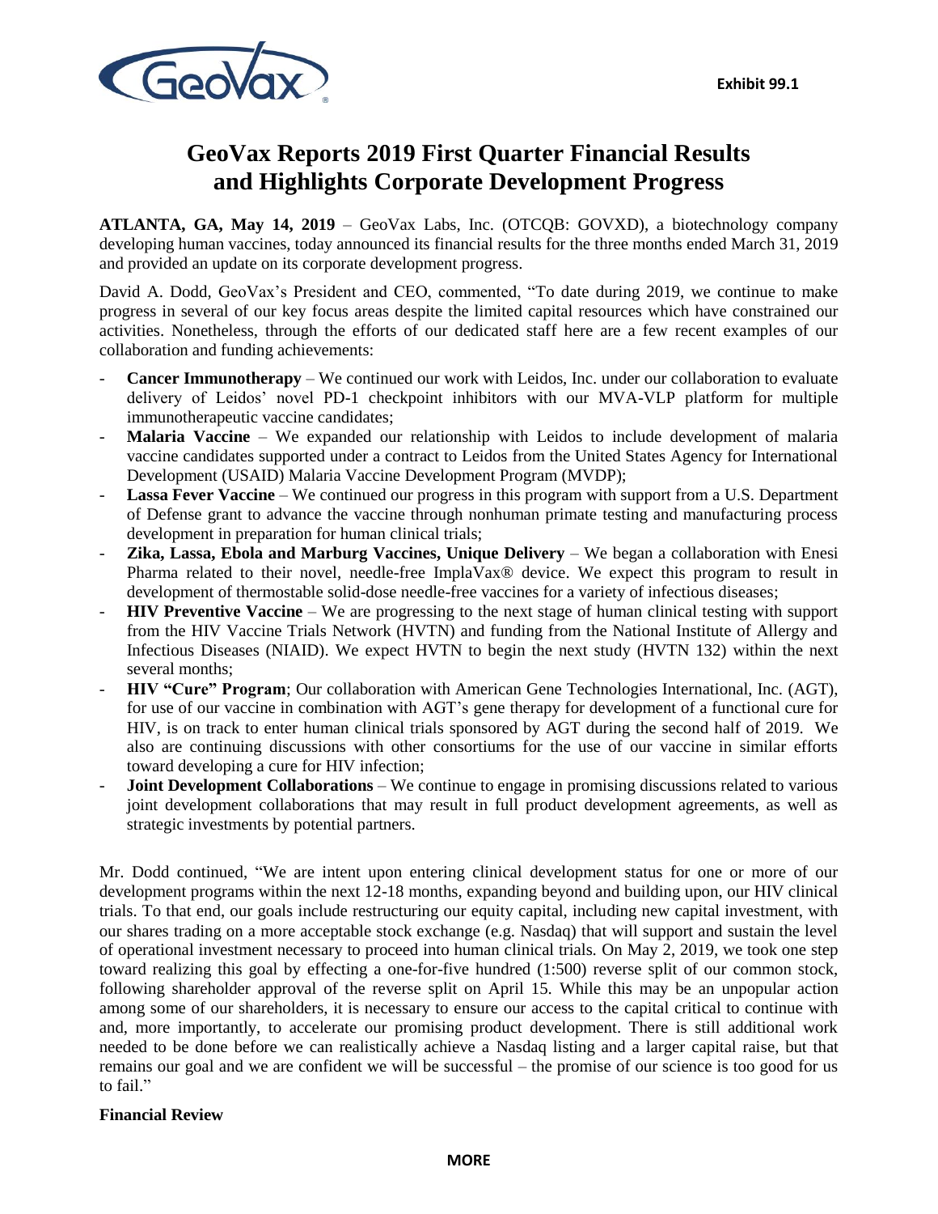Exhibit 99.1

# GeoVax Reports 2019 First Quarter Financial Results and Highlights Corporate Development Progress

**ATLANTA, GA, May 14, 2019** – GeoVax Labs, Inc. (OTCQB: GOVXD), a biotechnology company developing human vaccines, today announced its financial results for the three months ended March 31, 2019 and provided an update on its corporate development progress.

David A. Dodd, GeoVax's President and CEO, commented, "To date during 2019, we continue to make progress in several of our key focus areas despite the limited capital resources which have constrained our activities. Nonetheless, through the efforts of our dedicated staff here are a few recent examples of our collaboration and funding achievements:

- **Cancer Immunotherapy** – We continued our work with Leidos, Inc. under our collaboration to evaluate delivery of Leidos' novel PD-1 checkpoint inhibitors with our MVA-VLP platform for multiple immunotherapeutic vaccine candidates;
- **Malaria Vaccine** – We expanded our relationship with Leidos to include development of malaria vaccine candidates supported under a contract to Leidos from the United States Agency for International Development (USAID) Malaria Vaccine Development Program (MVDP);
- **Lassa Fever Vaccine** – We continued our progress in this program with support from a U.S. Department of Defense grant to advance the vaccine through nonhuman primate testing and manufacturing process development in preparation for human clinical trials;
- **Zika, Lassa, Ebola and Marburg Vaccines, Unique Delivery** – We began a collaboration with Enesi Pharma related to their novel, needle-free ImplaVax® device. We expect this program to result in development of thermostable solid-dose needle-free vaccines for a variety of infectious diseases;
- **HIV Preventive Vaccine** – We are progressing to the next stage of human clinical testing with support from the HIV Vaccine Trials Network (HVTN) and funding from the National Institute of Allergy and Infectious Diseases (NIAID). We expect HVTN to begin the next study (HVTN 132) within the next several months;
- **HIV "Cure" Program**; Our collaboration with American Gene Technologies International, Inc. (AGT), for use of our vaccine in combination with AGT's gene therapy for development of a functional cure for HIV, is on track to enter human clinical trials sponsored by AGT during the second half of 2019. We also are continuing discussions with other consortiums for the use of our vaccine in similar efforts toward developing a cure for HIV infection;
- **Joint Development Collaborations** – We continue to engage in promising discussions related to various joint development collaborations that may result in full product development agreements, as well as strategic investments by potential partners.

Mr. Dodd continued, "We are intent upon entering clinical development status for one or more of our development programs within the next 12-18 months, expanding beyond and building upon, our HIV clinical trials. To that end, our goals include restructuring our equity capital, including new capital investment, with our shares trading on a more acceptable stock exchange (e.g. Nasdaq) that will support and sustain the level of operational investment necessary to proceed into human clinical trials. On May 2, 2019, we took one step toward realizing this goal by effecting a one-for-five hundred (1:500) reverse split of our common stock, following shareholder approval of the reverse split on April 15. While this may be an unpopular action among some of our shareholders, it is necessary to ensure our access to the capital critical to continue with and, more importantly, to accelerate our promising product development. There is still additional work needed to be done before we can realistically achieve a Nasdaq listing and a larger capital raise, but that remains our goal and we are confident we will be successful – the promise of our science is too good for us to fail."

**Financial Review**

MORE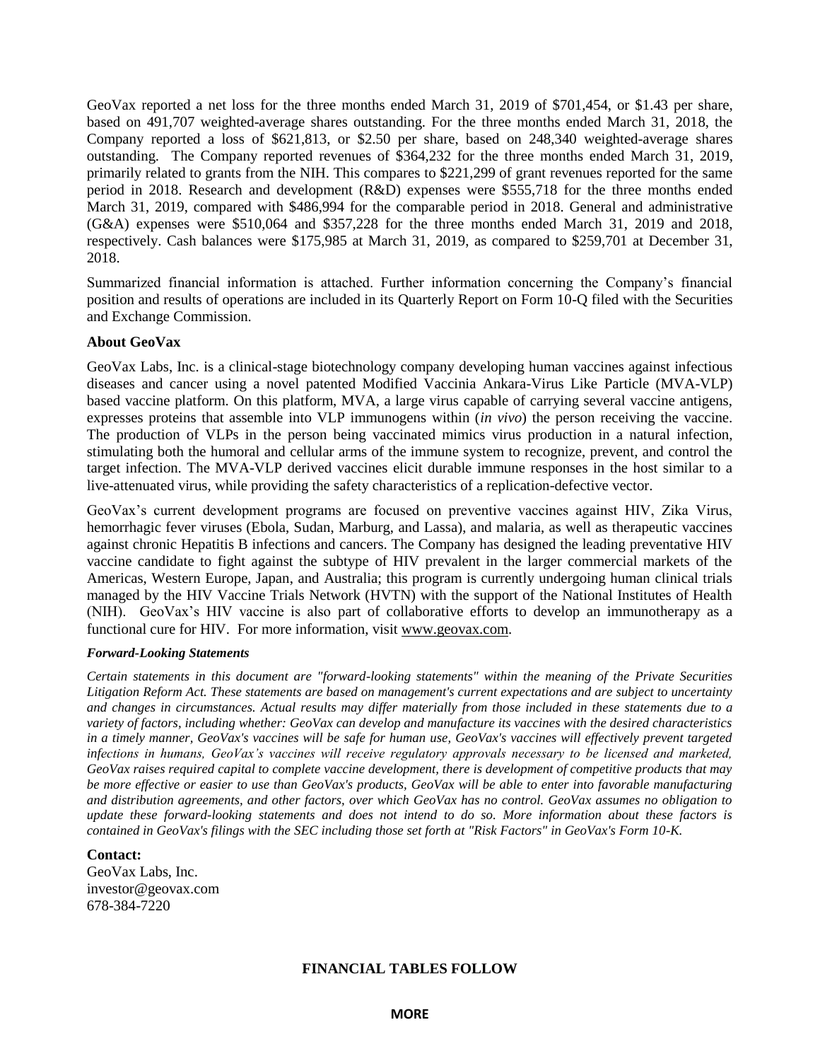GeoVax reported a net loss for the three months ended March 31, 2019 of $701,454, or $1.43 per share, based on 491,707 weighted-average shares outstanding. For the three months ended March 31, 2018, the Company reported a loss of $621,813, or $2.50 per share, based on 248,340 weighted-average shares outstanding. The Company reported revenues of $364,232 for the three months ended March 31, 2019, primarily related to grants from the NIH. This compares to $221,299 of grant revenues reported for the same period in 2018. Research and development (R&D) expenses were $555,718 for the three months ended March 31, 2019, compared with $486,994 for the comparable period in 2018. General and administrative (G&A) expenses were $510,064 and $357,228 for the three months ended March 31, 2019 and 2018, respectively. Cash balances were $175,985 at March 31, 2019, as compared to $259,701 at December 31, 2018.

Summarized financial information is attached. Further information concerning the Company's financial position and results of operations are included in its Quarterly Report on Form 10-Q filed with the Securities and Exchange Commission.

**About GeoVax**

GeoVax Labs, Inc. is a clinical-stage biotechnology company developing human vaccines against infectious diseases and cancer using a novel patented Modified Vaccinia Ankara-Virus Like Particle (MVA-VLP) based vaccine platform. On this platform, MVA, a large virus capable of carrying several vaccine antigens, expresses proteins that assemble into VLP immunogens within (*in vivo*) the person receiving the vaccine. The production of VLPs in the person being vaccinated mimics virus production in a natural infection, stimulating both the humoral and cellular arms of the immune system to recognize, prevent, and control the target infection. The MVA-VLP derived vaccines elicit durable immune responses in the host similar to a live-attenuated virus, while providing the safety characteristics of a replication-defective vector.

GeoVax's current development programs are focused on preventive vaccines against HIV, Zika Virus, hemorrhagic fever viruses (Ebola, Sudan, Marburg, and Lassa), and malaria, as well as therapeutic vaccines against chronic Hepatitis B infections and cancers. The Company has designed the leading preventative HIV vaccine candidate to fight against the subtype of HIV prevalent in the larger commercial markets of the Americas, Western Europe, Japan, and Australia; this program is currently undergoing human clinical trials managed by the HIV Vaccine Trials Network (HVTN) with the support of the National Institutes of Health (NIH). GeoVax's HIV vaccine is also part of collaborative efforts to develop an immunotherapy as a functional cure for HIV. For more information, visit www.geovax.com.

***Forward-Looking Statements***

*Certain statements in this document are "forward-looking statements" within the meaning of the Private Securities Litigation Reform Act. These statements are based on management's current expectations and are subject to uncertainty and changes in circumstances. Actual results may differ materially from those included in these statements due to a variety of factors, including whether: GeoVax can develop and manufacture its vaccines with the desired characteristics in a timely manner, GeoVax's vaccines will be safe for human use, GeoVax's vaccines will effectively prevent targeted infections in humans, GeoVax's vaccines will receive regulatory approvals necessary to be licensed and marketed, GeoVax raises required capital to complete vaccine development, there is development of competitive products that may be more effective or easier to use than GeoVax's products, GeoVax will be able to enter into favorable manufacturing and distribution agreements, and other factors, over which GeoVax has no control. GeoVax assumes no obligation to update these forward-looking statements and does not intend to do so. More information about these factors is contained in GeoVax's filings with the SEC including those set forth at "Risk Factors" in GeoVax's Form 10-K.*

**Contact:**
GeoVax Labs, Inc.
investor@geovax.com
678-384-7220

**FINANCIAL TABLES FOLLOW**

**MORE**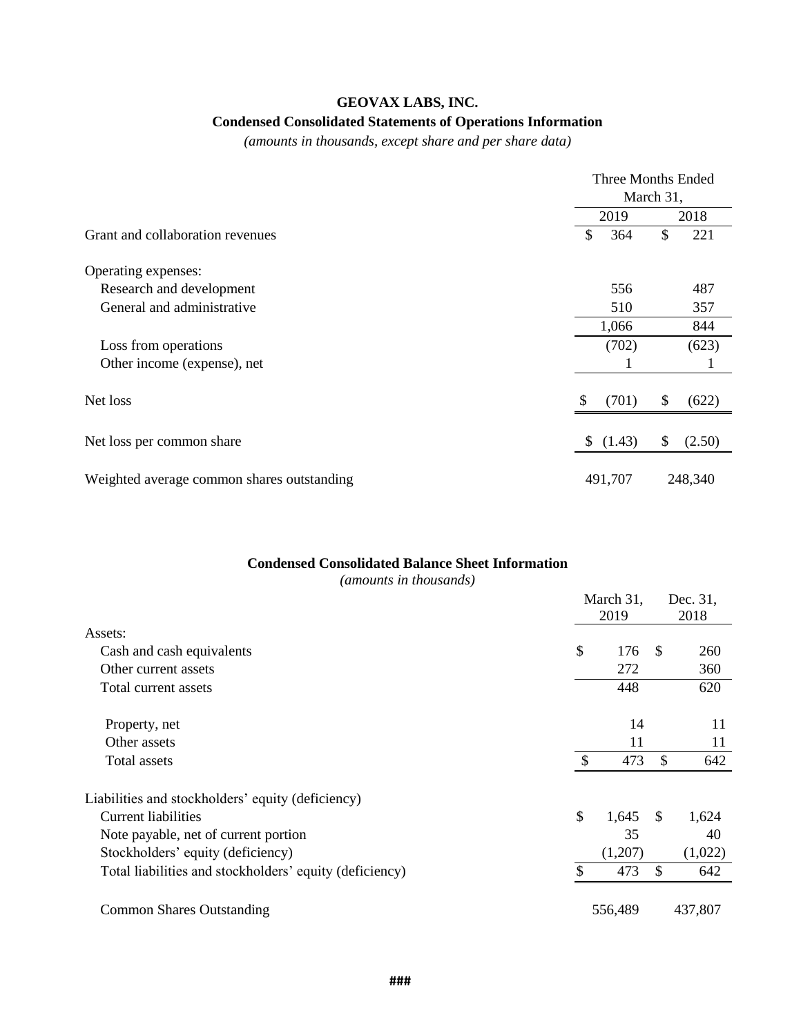**GEOVAX LABS, INC.**

**Condensed Consolidated Statements of Operations Information**

*(amounts in thousands, except share and per share data)*

| | Three Months Ended March 31, | |
|---|---|---|
| | 2019 | 2018 |
| Grant and collaboration revenues | $ 364 | $ 221 |
| Operating expenses: | | |
| Research and development | 556 | 487 |
| General and administrative | 510 | 357 |
| | 1,066 | 844 |
| Loss from operations | (702) | (623) |
| Other income (expense), net | 1 | 1 |
| Net loss | $ (701) | $ (622) |
| Net loss per common share | $ (1.43) | $ (2.50) |
| Weighted average common shares outstanding | 491,707 | 248,340 |

**Condensed Consolidated Balance Sheet Information**

*(amounts in thousands)*

| | March 31, 2019 | Dec. 31, 2018 |
|---|---|---|
| Assets: | | |
| Cash and cash equivalents | $ 176 | $ 260 |
| Other current assets | 272 | 360 |
| Total current assets | 448 | 620 |
| Property, net | 14 | 11 |
| Other assets | 11 | 11 |
| Total assets | $ 473 | $ 642 |
| Liabilities and stockholders' equity (deficiency) | | |
| Current liabilities | $ 1,645 | $ 1,624 |
| Note payable, net of current portion | 35 | 40 |
| Stockholders' equity (deficiency) | (1,207) | (1,022) |
| Total liabilities and stockholders' equity (deficiency) | $ 473 | $ 642 |
| Common Shares Outstanding | 556,489 | 437,807 |

###